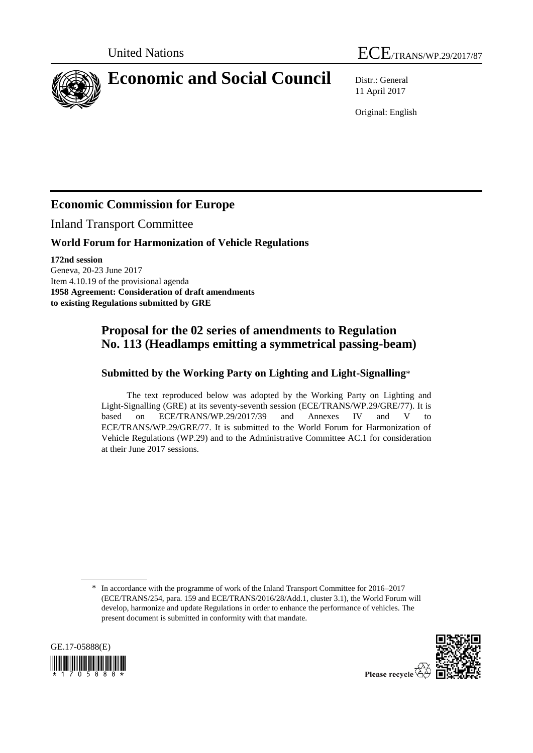United Nations ECE/TRANS/WP.29/2017/87

# Economic and Social Council

Distr.: General
11 April 2017

Original: English

## Economic Commission for Europe

Inland Transport Committee

### World Forum for Harmonization of Vehicle Regulations

**172nd session**
Geneva, 20-23 June 2017
Item 4.10.19 of the provisional agenda
**1958 Agreement: Consideration of draft amendments to existing Regulations submitted by GRE**

## Proposal for the 02 series of amendments to Regulation No. 113 (Headlamps emitting a symmetrical passing-beam)

### Submitted by the Working Party on Lighting and Light-Signalling*

The text reproduced below was adopted by the Working Party on Lighting and Light-Signalling (GRE) at its seventy-seventh session (ECE/TRANS/WP.29/GRE/77). It is based on ECE/TRANS/WP.29/2017/39 and Annexes IV and V to ECE/TRANS/WP.29/GRE/77. It is submitted to the World Forum for Harmonization of Vehicle Regulations (WP.29) and to the Administrative Committee AC.1 for consideration at their June 2017 sessions.

\* In accordance with the programme of work of the Inland Transport Committee for 2016–2017 (ECE/TRANS/254, para. 159 and ECE/TRANS/2016/28/Add.1, cluster 3.1), the World Forum will develop, harmonize and update Regulations in order to enhance the performance of vehicles. The present document is submitted in conformity with that mandate.

GE.17-05888(E)

Please recycle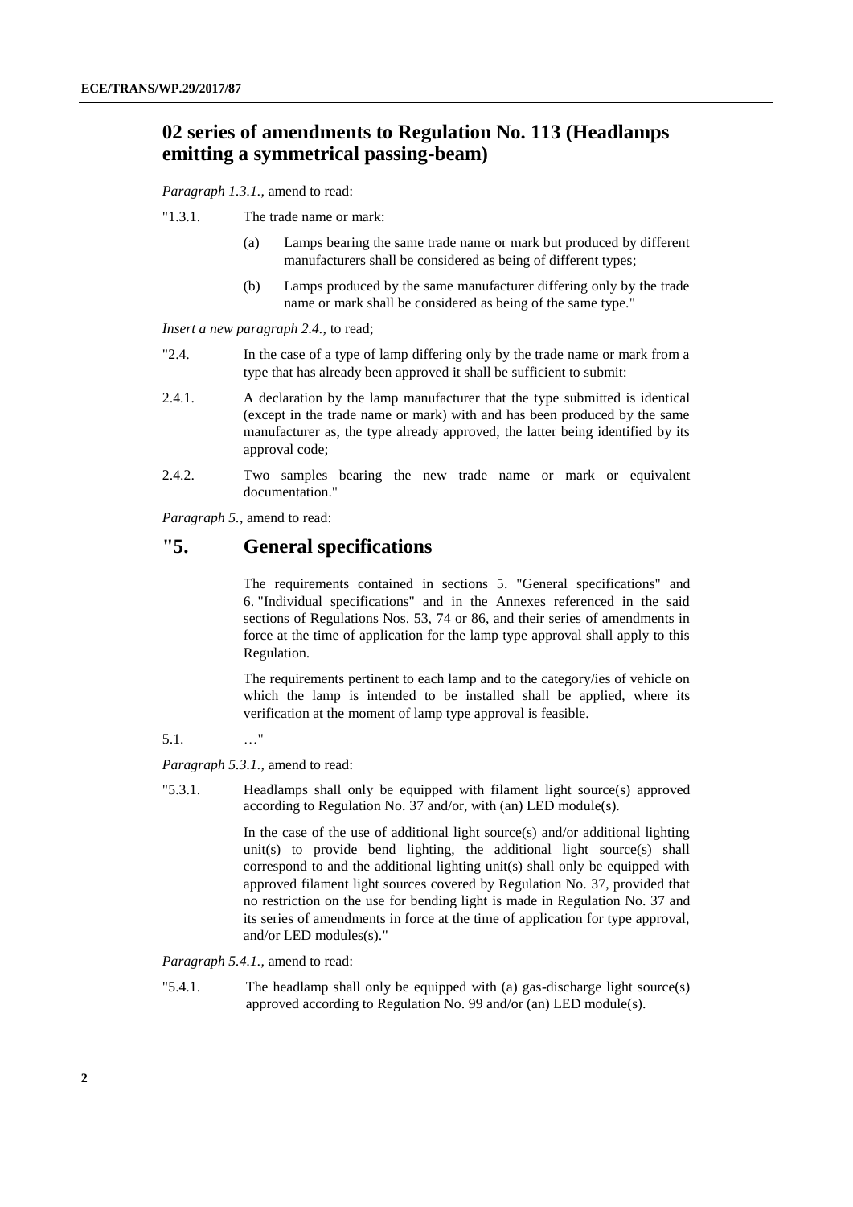## 02 series of amendments to Regulation No. 113 (Headlamps emitting a symmetrical passing-beam)

*Paragraph 1.3.1.,* amend to read:

"1.3.1. The trade name or mark:

(a) Lamps bearing the same trade name or mark but produced by different manufacturers shall be considered as being of different types;

(b) Lamps produced by the same manufacturer differing only by the trade name or mark shall be considered as being of the same type."

*Insert a new paragraph 2.4.,* to read;

"2.4. In the case of a type of lamp differing only by the trade name or mark from a type that has already been approved it shall be sufficient to submit:

2.4.1. A declaration by the lamp manufacturer that the type submitted is identical (except in the trade name or mark) with and has been produced by the same manufacturer as, the type already approved, the latter being identified by its approval code;

2.4.2. Two samples bearing the new trade name or mark or equivalent documentation."

*Paragraph 5.,* amend to read:

## "5. General specifications

The requirements contained in sections 5. "General specifications" and 6. "Individual specifications" and in the Annexes referenced in the said sections of Regulations Nos. 53, 74 or 86, and their series of amendments in force at the time of application for the lamp type approval shall apply to this Regulation.

The requirements pertinent to each lamp and to the category/ies of vehicle on which the lamp is intended to be installed shall be applied, where its verification at the moment of lamp type approval is feasible.

5.1. …"

*Paragraph 5.3.1.,* amend to read:

"5.3.1. Headlamps shall only be equipped with filament light source(s) approved according to Regulation No. 37 and/or, with (an) LED module(s).

In the case of the use of additional light source(s) and/or additional lighting unit(s) to provide bend lighting, the additional light source(s) shall correspond to and the additional lighting unit(s) shall only be equipped with approved filament light sources covered by Regulation No. 37, provided that no restriction on the use for bending light is made in Regulation No. 37 and its series of amendments in force at the time of application for type approval, and/or LED modules(s)."

*Paragraph 5.4.1.,* amend to read:

"5.4.1. The headlamp shall only be equipped with (a) gas-discharge light source(s) approved according to Regulation No. 99 and/or (an) LED module(s).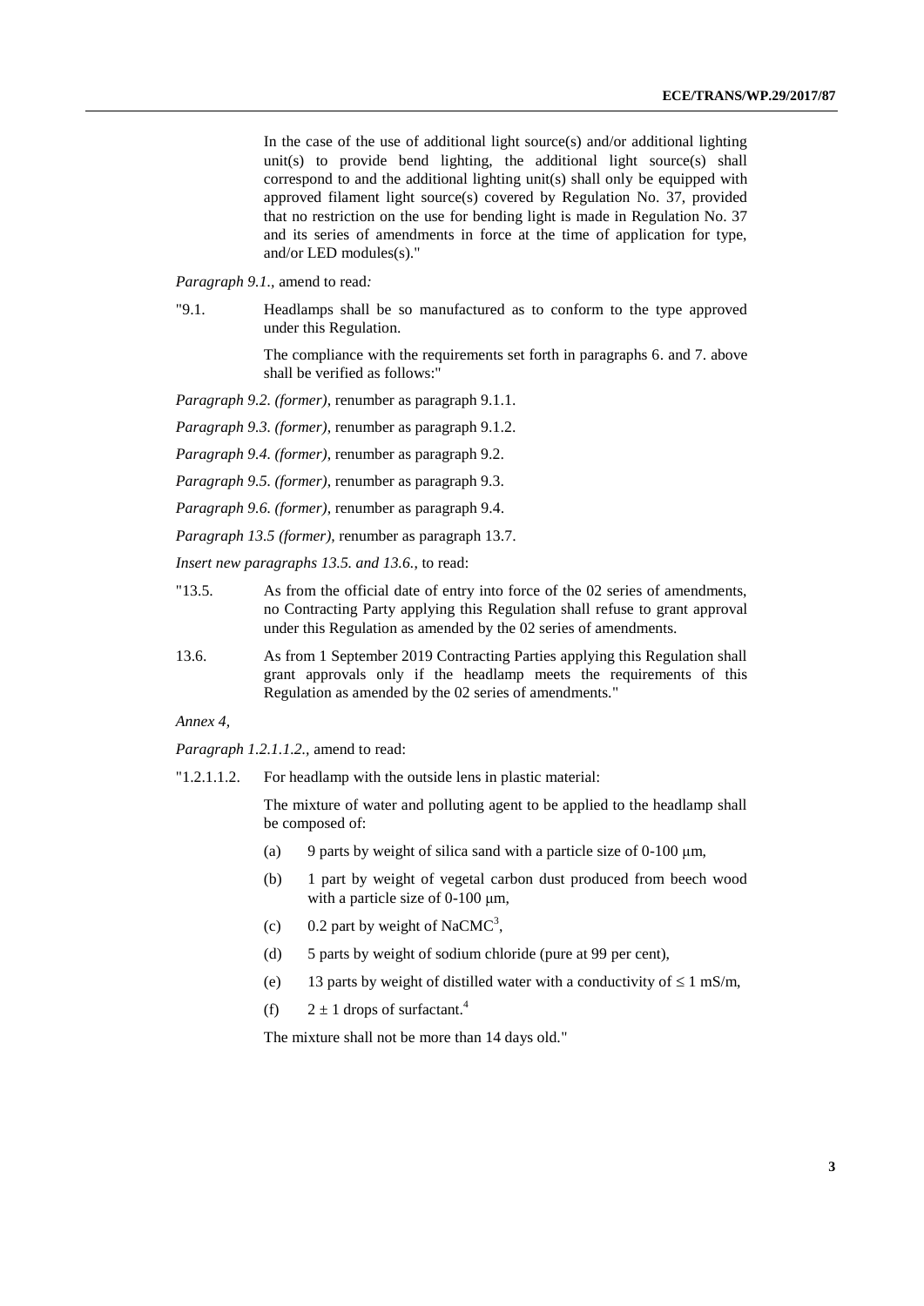In the case of the use of additional light source(s) and/or additional lighting unit(s) to provide bend lighting, the additional light source(s) shall correspond to and the additional lighting unit(s) shall only be equipped with approved filament light source(s) covered by Regulation No. 37, provided that no restriction on the use for bending light is made in Regulation No. 37 and its series of amendments in force at the time of application for type, and/or LED modules(s)."

*Paragraph 9.1.,* amend to read*:*

"9.1. Headlamps shall be so manufactured as to conform to the type approved under this Regulation.

The compliance with the requirements set forth in paragraphs 6. and 7. above shall be verified as follows:"

*Paragraph 9.2. (former)*, renumber as paragraph 9.1.1.

*Paragraph 9.3. (former)*, renumber as paragraph 9.1.2.

*Paragraph 9.4. (former)*, renumber as paragraph 9.2.

*Paragraph 9.5. (former)*, renumber as paragraph 9.3.

*Paragraph 9.6. (former)*, renumber as paragraph 9.4.

*Paragraph 13.5 (former),* renumber as paragraph 13.7.

*Insert new paragraphs 13.5. and 13.6.*, to read:

"13.5. As from the official date of entry into force of the 02 series of amendments, no Contracting Party applying this Regulation shall refuse to grant approval under this Regulation as amended by the 02 series of amendments.

13.6. As from 1 September 2019 Contracting Parties applying this Regulation shall grant approvals only if the headlamp meets the requirements of this Regulation as amended by the 02 series of amendments."

*Annex 4,*

*Paragraph 1.2.1.1.2.*, amend to read:

"1.2.1.1.2. For headlamp with the outside lens in plastic material:

The mixture of water and polluting agent to be applied to the headlamp shall be composed of:

(a) 9 parts by weight of silica sand with a particle size of 0-100 µm,

(b) 1 part by weight of vegetal carbon dust produced from beech wood with a particle size of 0-100 µm,

(c) 0.2 part by weight of NaCMC[3],

(d) 5 parts by weight of sodium chloride (pure at 99 per cent),

(e) 13 parts by weight of distilled water with a conductivity of ≤ 1 mS/m,

(f) 2 ± 1 drops of surfactant.[4]

The mixture shall not be more than 14 days old."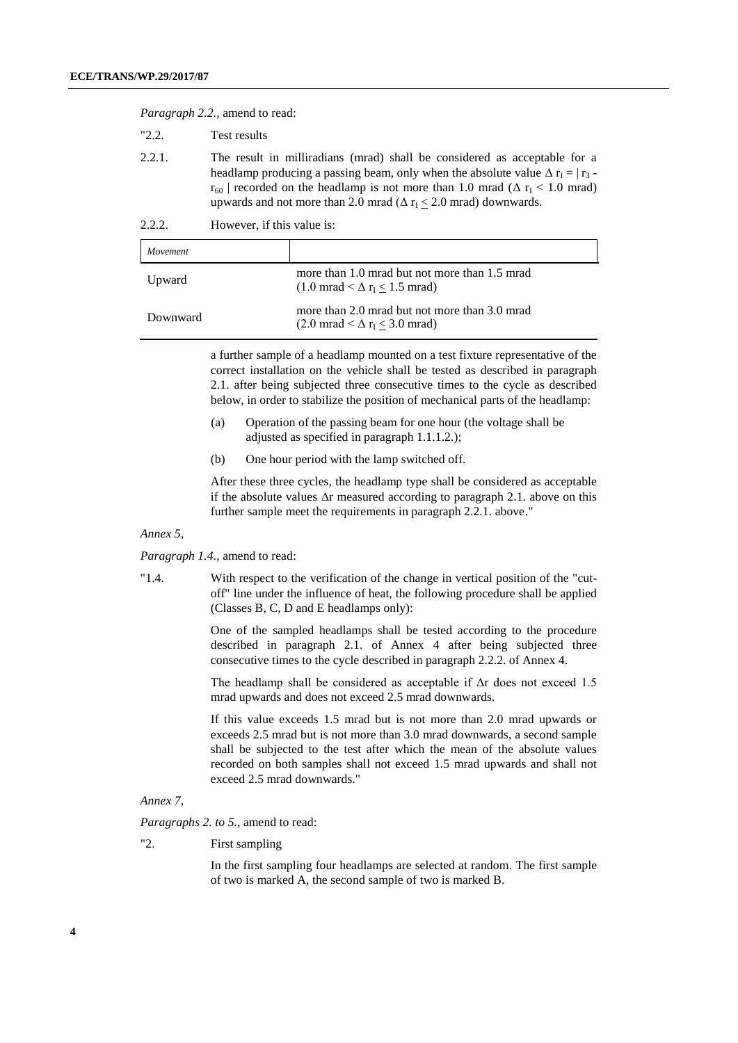*Paragraph 2.2.*, amend to read:

"2.2. Test results

2.2.1. The result in milliradians (mrad) shall be considered as acceptable for a headlamp producing a passing beam, only when the absolute value $\Delta r_I = | r_3 - r_{60} |$ recorded on the headlamp is not more than 1.0 mrad ($\Delta r_I < 1.0$ mrad) upwards and not more than 2.0 mrad ($\Delta r_I \leq 2.0$ mrad) downwards.

2.2.2. However, if this value is:

| *Movement* | |
|---|---|
| Upward | more than 1.0 mrad but not more than 1.5 mrad (1.0 mrad $< \Delta r_I \leq$ 1.5 mrad) |
| Downward | more than 2.0 mrad but not more than 3.0 mrad (2.0 mrad $< \Delta r_I \leq$ 3.0 mrad) |

a further sample of a headlamp mounted on a test fixture representative of the correct installation on the vehicle shall be tested as described in paragraph 2.1. after being subjected three consecutive times to the cycle as described below, in order to stabilize the position of mechanical parts of the headlamp:

(a) Operation of the passing beam for one hour (the voltage shall be adjusted as specified in paragraph 1.1.1.2.);

(b) One hour period with the lamp switched off.

After these three cycles, the headlamp type shall be considered as acceptable if the absolute values $\Delta r$ measured according to paragraph 2.1. above on this further sample meet the requirements in paragraph 2.2.1. above."

*Annex 5,*

*Paragraph 1.4.*, amend to read:

"1.4. With respect to the verification of the change in vertical position of the "cut-off" line under the influence of heat, the following procedure shall be applied (Classes B, C, D and E headlamps only):

One of the sampled headlamps shall be tested according to the procedure described in paragraph 2.1. of Annex 4 after being subjected three consecutive times to the cycle described in paragraph 2.2.2. of Annex 4.

The headlamp shall be considered as acceptable if $\Delta r$ does not exceed 1.5 mrad upwards and does not exceed 2.5 mrad downwards.

If this value exceeds 1.5 mrad but is not more than 2.0 mrad upwards or exceeds 2.5 mrad but is not more than 3.0 mrad downwards, a second sample shall be subjected to the test after which the mean of the absolute values recorded on both samples shall not exceed 1.5 mrad upwards and shall not exceed 2.5 mrad downwards."

*Annex 7,*

*Paragraphs 2. to 5.*, amend to read:

"2. First sampling

In the first sampling four headlamps are selected at random. The first sample of two is marked A, the second sample of two is marked B.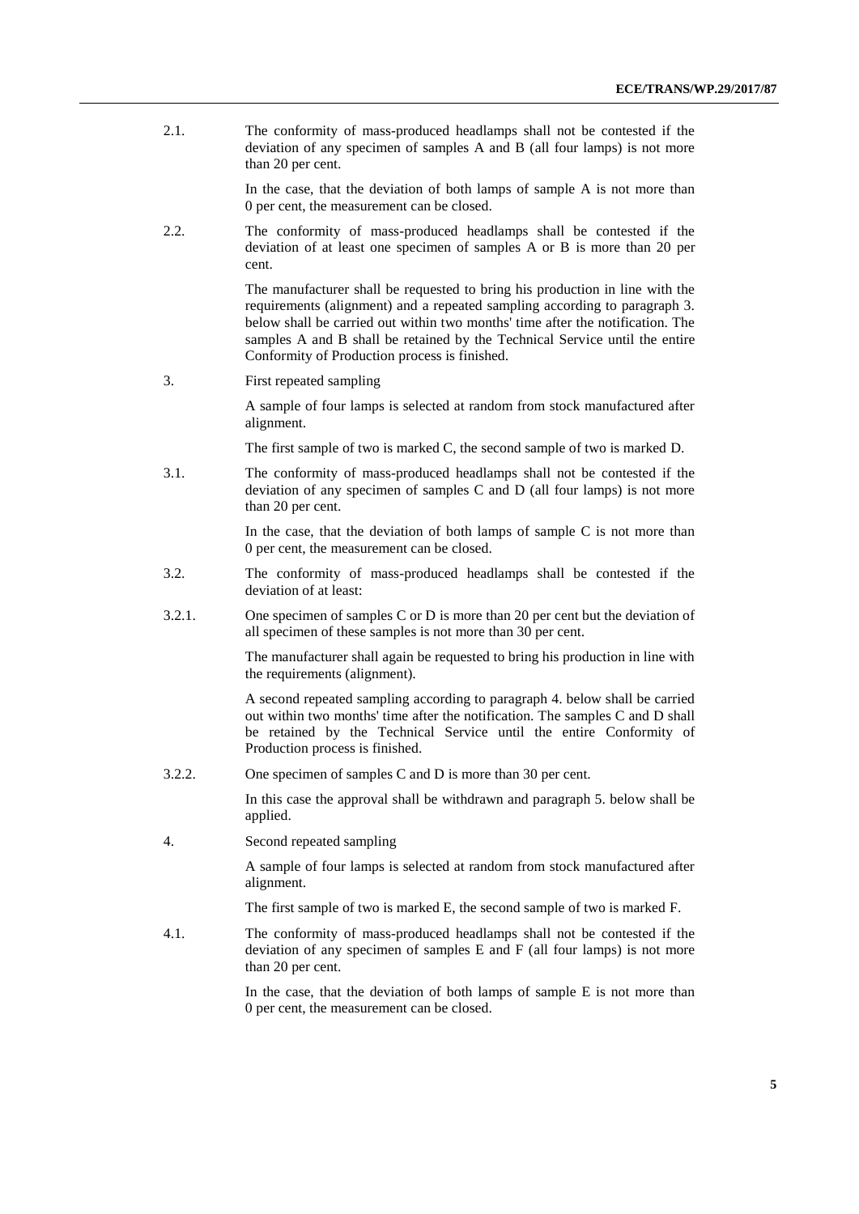2.1. The conformity of mass-produced headlamps shall not be contested if the deviation of any specimen of samples A and B (all four lamps) is not more than 20 per cent.

In the case, that the deviation of both lamps of sample A is not more than 0 per cent, the measurement can be closed.

2.2. The conformity of mass-produced headlamps shall be contested if the deviation of at least one specimen of samples A or B is more than 20 per cent.

The manufacturer shall be requested to bring his production in line with the requirements (alignment) and a repeated sampling according to paragraph 3. below shall be carried out within two months' time after the notification. The samples A and B shall be retained by the Technical Service until the entire Conformity of Production process is finished.

3. First repeated sampling

A sample of four lamps is selected at random from stock manufactured after alignment.

The first sample of two is marked C, the second sample of two is marked D.

3.1. The conformity of mass-produced headlamps shall not be contested if the deviation of any specimen of samples C and D (all four lamps) is not more than 20 per cent.

In the case, that the deviation of both lamps of sample C is not more than 0 per cent, the measurement can be closed.

3.2. The conformity of mass-produced headlamps shall be contested if the deviation of at least:

3.2.1. One specimen of samples C or D is more than 20 per cent but the deviation of all specimen of these samples is not more than 30 per cent.

The manufacturer shall again be requested to bring his production in line with the requirements (alignment).

A second repeated sampling according to paragraph 4. below shall be carried out within two months' time after the notification. The samples C and D shall be retained by the Technical Service until the entire Conformity of Production process is finished.

3.2.2. One specimen of samples C and D is more than 30 per cent.

In this case the approval shall be withdrawn and paragraph 5. below shall be applied.

4. Second repeated sampling

A sample of four lamps is selected at random from stock manufactured after alignment.

The first sample of two is marked E, the second sample of two is marked F.

4.1. The conformity of mass-produced headlamps shall not be contested if the deviation of any specimen of samples E and F (all four lamps) is not more than 20 per cent.

In the case, that the deviation of both lamps of sample E is not more than 0 per cent, the measurement can be closed.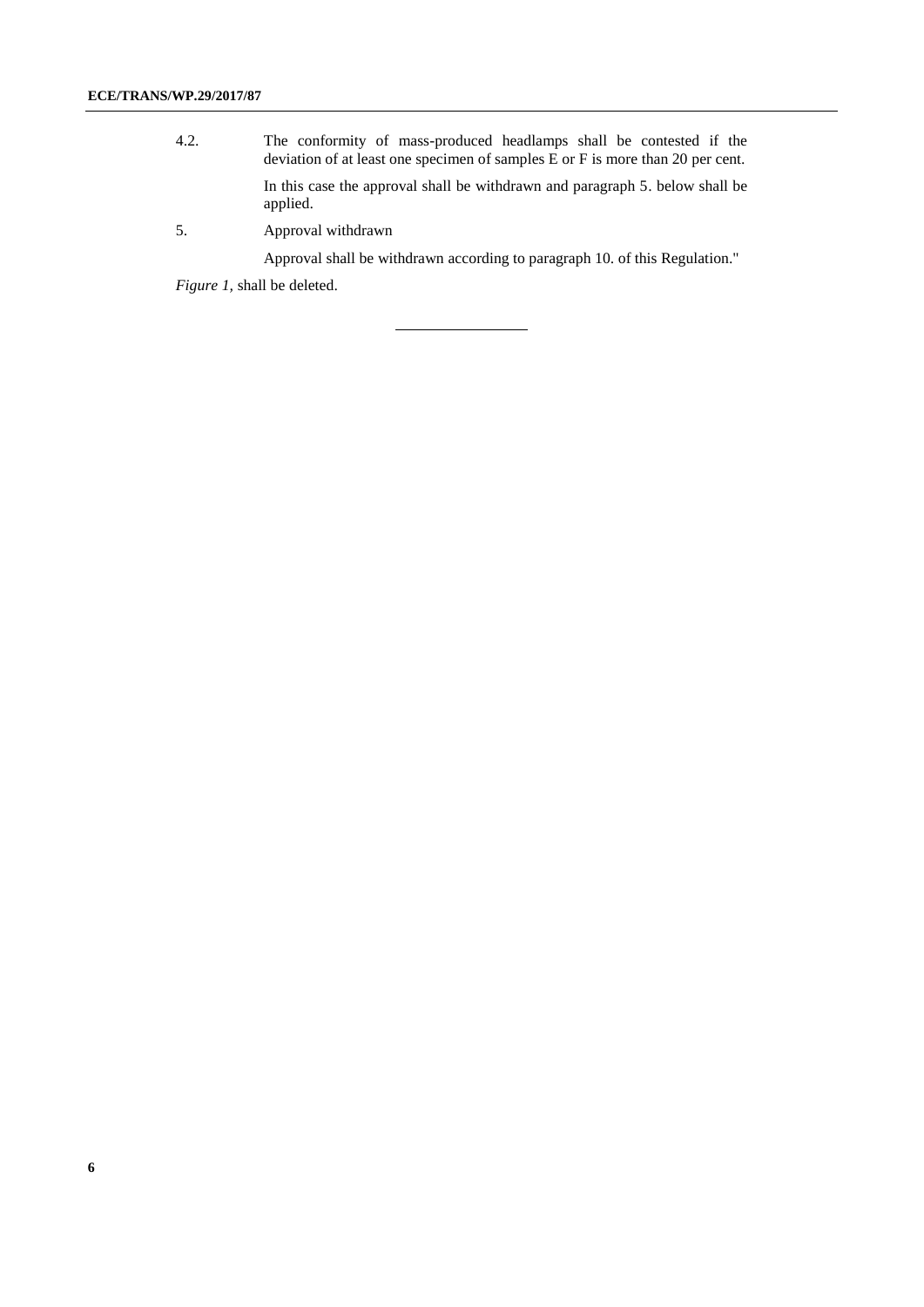4.2. The conformity of mass-produced headlamps shall be contested if the deviation of at least one specimen of samples E or F is more than 20 per cent.

In this case the approval shall be withdrawn and paragraph 5. below shall be applied.

5. Approval withdrawn

Approval shall be withdrawn according to paragraph 10. of this Regulation."

*Figure 1,* shall be deleted.